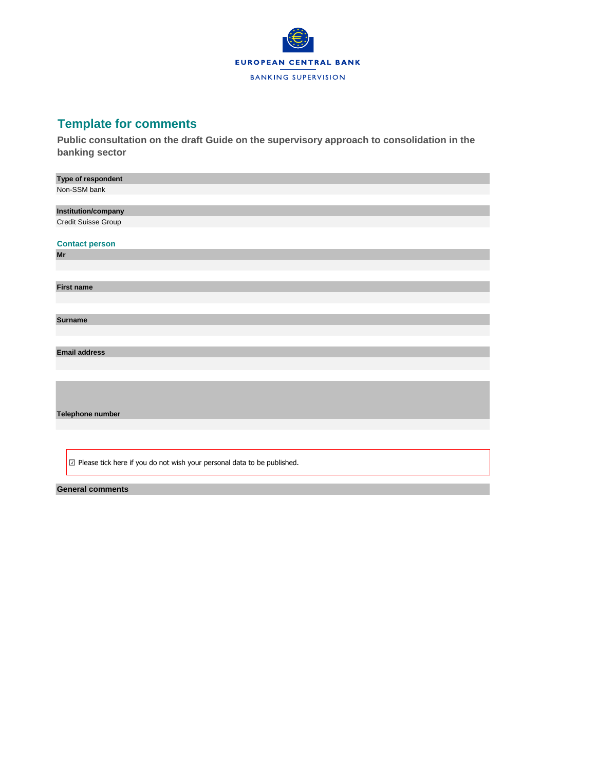EUROPEAN CENTRAL BANK

BANKING SUPERVISION

# Template for comments

## Public consultation on the draft Guide on the supervisory approach to consolidation in the banking sector

**Type of respondent**

Non-SSM bank

**Institution/company**

Credit Suisse Group

**Contact person**

**Mr**

**First name**

**Surname**

**Email address**

**Telephone number**

☑ Please tick here if you do not wish your personal data to be published.

**General comments**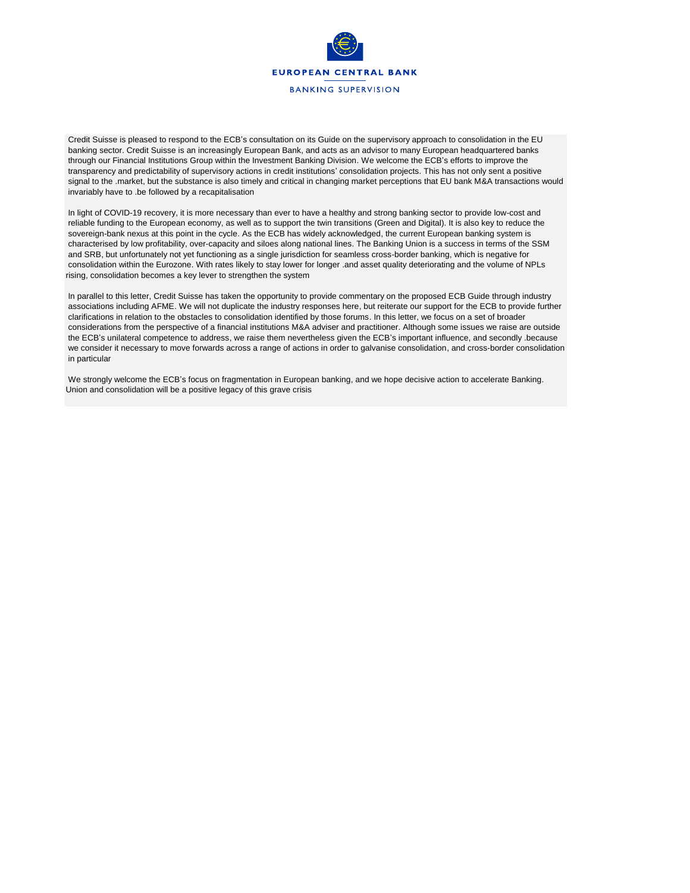Credit Suisse is pleased to respond to the ECB's consultation on its Guide on the supervisory approach to consolidation in the EU banking sector. Credit Suisse is an increasingly European Bank, and acts as an advisor to many European headquartered banks through our Financial Institutions Group within the Investment Banking Division. We welcome the ECB's efforts to improve the transparency and predictability of supervisory actions in credit institutions' consolidation projects. This has not only sent a positive signal to the .market, but the substance is also timely and critical in changing market perceptions that EU bank M&A transactions would invariably have to .be followed by a recapitalisation

In light of COVID-19 recovery, it is more necessary than ever to have a healthy and strong banking sector to provide low-cost and reliable funding to the European economy, as well as to support the twin transitions (Green and Digital). It is also key to reduce the sovereign-bank nexus at this point in the cycle. As the ECB has widely acknowledged, the current European banking system is characterised by low profitability, over-capacity and siloes along national lines. The Banking Union is a success in terms of the SSM and SRB, but unfortunately not yet functioning as a single jurisdiction for seamless cross-border banking, which is negative for consolidation within the Eurozone. With rates likely to stay lower for longer .and asset quality deteriorating and the volume of NPLs rising, consolidation becomes a key lever to strengthen the system

In parallel to this letter, Credit Suisse has taken the opportunity to provide commentary on the proposed ECB Guide through industry associations including AFME. We will not duplicate the industry responses here, but reiterate our support for the ECB to provide further clarifications in relation to the obstacles to consolidation identified by those forums. In this letter, we focus on a set of broader considerations from the perspective of a financial institutions M&A adviser and practitioner. Although some issues we raise are outside the ECB's unilateral competence to address, we raise them nevertheless given the ECB's important influence, and secondly .because we consider it necessary to move forwards across a range of actions in order to galvanise consolidation, and cross-border consolidation in particular

We strongly welcome the ECB's focus on fragmentation in European banking, and we hope decisive action to accelerate Banking. Union and consolidation will be a positive legacy of this grave crisis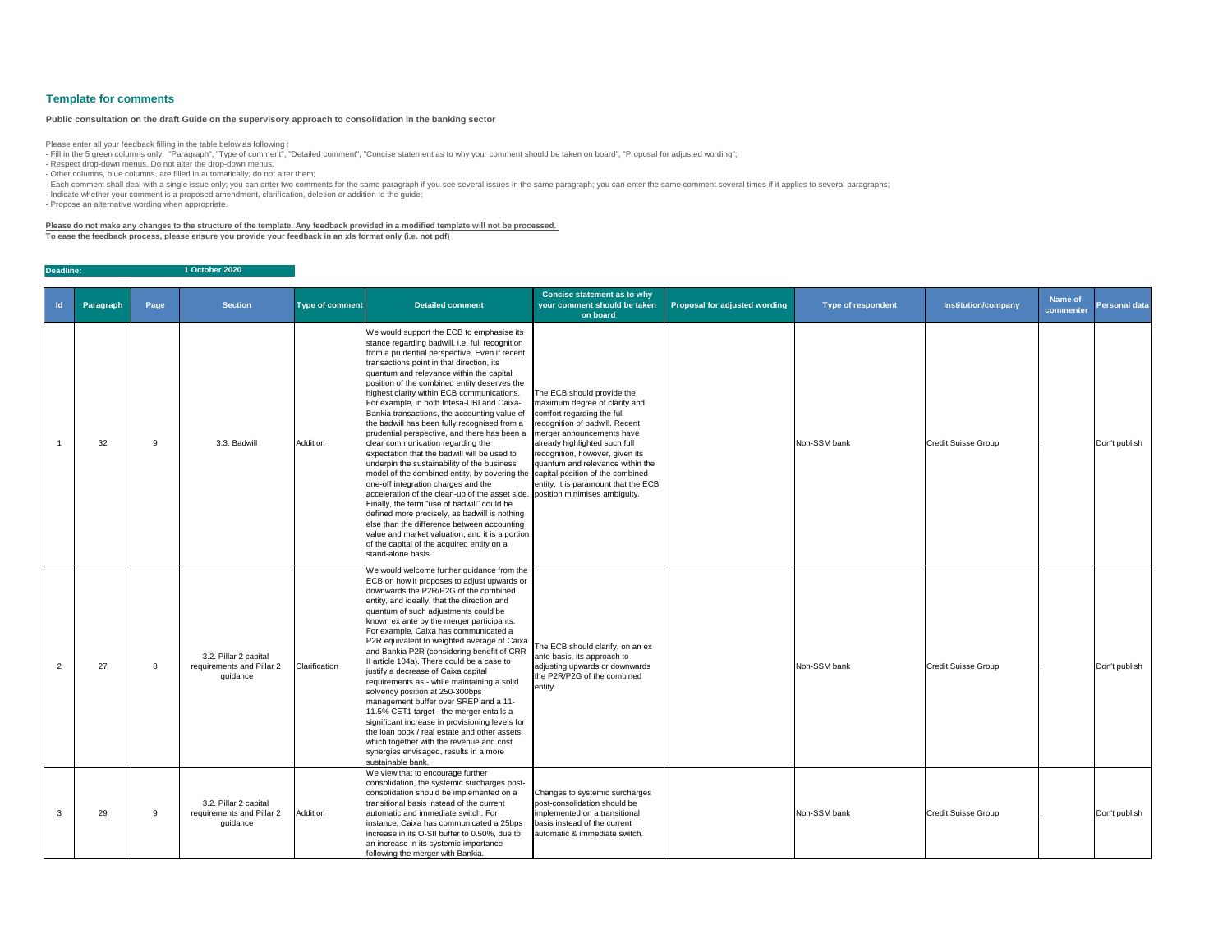## Template for comments

**Public consultation on the draft Guide on the supervisory approach to consolidation in the banking sector**

Please enter all your feedback filling in the table below as following :
- Fill in the 5 green columns only: "Paragraph", "Type of comment", "Detailed comment", "Concise statement as to why your comment should be taken on board", "Proposal for adjusted wording";
- Respect drop-down menus. Do not alter the drop-down menus.
- Other columns, blue columns, are filled in automatically; do not alter them;
- Each comment shall deal with a single issue only; you can enter two comments for the same paragraph if you see several issues in the same paragraph; you can enter the same comment several times if it applies to several paragraphs;
- Indicate whether your comment is a proposed amendment, clarification, deletion or addition to the guide;
- Propose an alternative wording when appropriate.

**Please do not make any changes to the structure of the template. Any feedback provided in a modified template will not be processed.**
**To ease the feedback process, please ensure you provide your feedback in an xls format only (i.e. not pdf)**

**Deadline: 1 October 2020**

| Id | Paragraph | Page | Section | Type of comment | Detailed comment | Concise statement as to why your comment should be taken on board | Proposal for adjusted wording | Type of respondent | Institution/company | Name of commenter | Personal data |
|---|---|---|---|---|---|---|---|---|---|---|---|
| 1 | 32 | 9 | 3.3. Badwill | Addition | We would support the ECB to emphasise its stance regarding badwill, i.e. full recognition from a prudential perspective. Even if recent transactions point in that direction, its quantum and relevance within the capital position of the combined entity deserves the highest clarity within ECB communications. For example, in both Intesa-UBI and Caixa-Bankia transactions, the accounting value of the badwill has been fully recognised from a prudential perspective, and there has been a clear communication regarding the expectation that the badwill will be used to underpin the sustainability of the business model of the combined entity, by covering the one-off integration charges and the acceleration of the clean-up of the asset side. Finally, the term "use of badwill" could be defined more precisely, as badwill is nothing else than the difference between accounting value and market valuation, and it is a portion of the capital of the acquired entity on a stand-alone basis. | The ECB should provide the maximum degree of clarity and comfort regarding the full recognition of badwill. Recent merger announcements have already highlighted such full recognition, however, given its quantum and relevance within the capital position of the combined entity, it is paramount that the ECB position minimises ambiguity. | | Non-SSM bank | Credit Suisse Group | , | Don't publish |
| 2 | 27 | 8 | 3.2. Pillar 2 capital requirements and Pillar 2 guidance | Clarification | We would welcome further guidance from the ECB on how it proposes to adjust upwards or downwards the P2R/P2G of the combined entity, and ideally, that the direction and quantum of such adjustments could be known ex ante by the merger participants. For example, Caixa has communicated a P2R equivalent to weighted average of Caixa and Bankia P2R (considering benefit of CRR II article 104a). There could be a case to justify a decrease of Caixa capital requirements as - while maintaining a solid solvency position at 250-300bps management buffer over SREP and a 11-11.5% CET1 target - the merger entails a significant increase in provisioning levels for the loan book / real estate and other assets, which together with the revenue and cost synergies envisaged, results in a more sustainable bank. | The ECB should clarify, on an ex ante basis, its approach to adjusting upwards or downwards the P2R/P2G of the combined entity. | | Non-SSM bank | Credit Suisse Group | , | Don't publish |
| 3 | 29 | 9 | 3.2. Pillar 2 capital requirements and Pillar 2 guidance | Addition | We view that to encourage further consolidation, the systemic surcharges post-consolidation should be implemented on a transitional basis instead of the current automatic and immediate switch. For instance, Caixa has communicated a 25bps increase in its O-SII buffer to 0.50%, due to an increase in its systemic importance following the merger with Bankia. | Changes to systemic surcharges post-consolidation should be implemented on a transitional basis instead of the current automatic & immediate switch. | | Non-SSM bank | Credit Suisse Group | , | Don't publish |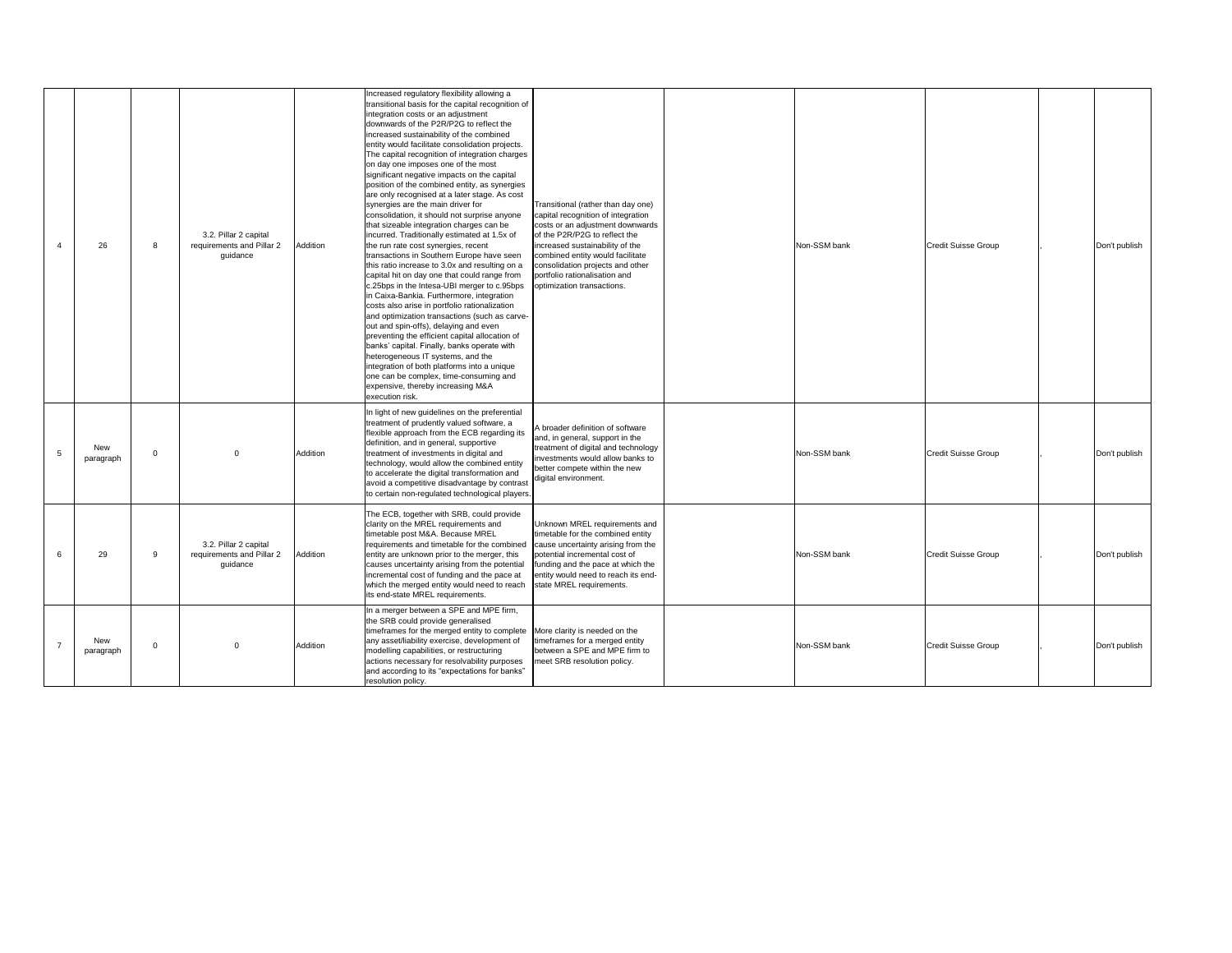| 4 | 26 | 8 | 3.2. Pillar 2 capital requirements and Pillar 2 guidance | Addition | Increased regulatory flexibility allowing a transitional basis for the capital recognition of integration costs or an adjustment downwards of the P2R/P2G to reflect the increased sustainability of the combined entity would facilitate consolidation projects. The capital recognition of integration charges on day one imposes one of the most significant negative impacts on the capital position of the combined entity, as synergies are only recognised at a later stage. As cost synergies are the main driver for consolidation, it should not surprise anyone that sizeable integration charges can be incurred. Traditionally estimated at 1.5x of the run rate cost synergies, recent transactions in Southern Europe have seen this ratio increase to 3.0x and resulting on a capital hit on day one that could range from c.25bps in the Intesa-UBI merger to c.95bps in Caixa-Bankia. Furthermore, integration costs also arise in portfolio rationalization and optimization transactions (such as carve-out and spin-offs), delaying and even preventing the efficient capital allocation of banks' capital. Finally, banks operate with heterogeneous IT systems, and the integration of both platforms into a unique one can be complex, time-consuming and expensive, thereby increasing M&A execution risk. | Transitional (rather than day one) capital recognition of integration costs or an adjustment downwards of the P2R/P2G to reflect the increased sustainability of the combined entity would facilitate consolidation projects and other portfolio rationalisation and optimization transactions. | | Non-SSM bank | Credit Suisse Group | , | Don't publish |
|---|---|---|---|---|---|---|---|---|---|---|---|
| 5 | New paragraph | 0 | 0 | Addition | In light of new guidelines on the preferential treatment of prudently valued software, a flexible approach from the ECB regarding its definition, and in general, supportive treatment of investments in digital and technology, would allow the combined entity to accelerate the digital transformation and avoid a competitive disadvantage by contrast to certain non-regulated technological players. | A broader definition of software and, in general, support in the treatment of digital and technology investments would allow banks to better compete within the new digital environment. | | Non-SSM bank | Credit Suisse Group | , | Don't publish |
| 6 | 29 | 9 | 3.2. Pillar 2 capital requirements and Pillar 2 guidance | Addition | The ECB, together with SRB, could provide clarity on the MREL requirements and timetable post M&A. Because MREL requirements and timetable for the combined entity are unknown prior to the merger, this causes uncertainty arising from the potential incremental cost of funding and the pace at which the merged entity would need to reach its end-state MREL requirements. | Unknown MREL requirements and timetable for the combined entity cause uncertainty arising from the potential incremental cost of funding and the pace at which the entity would need to reach its end-state MREL requirements. | | Non-SSM bank | Credit Suisse Group | , | Don't publish |
| 7 | New paragraph | 0 | 0 | Addition | In a merger between a SPE and MPE firm, the SRB could provide generalised timeframes for the merged entity to complete any asset/liability exercise, development of modelling capabilities, or restructuring actions necessary for resolvability purposes and according to its "expectations for banks" resolution policy. | More clarity is needed on the timeframes for a merged entity between a SPE and MPE firm to meet SRB resolution policy. | | Non-SSM bank | Credit Suisse Group | , | Don't publish |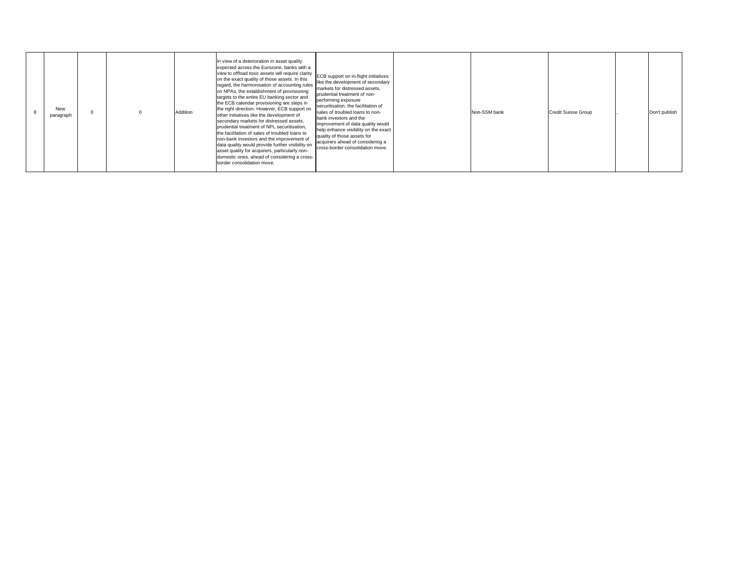| | | | | | | | | | | | |
|---|---|---|---|---|---|---|---|---|---|---|---|
| 8 | New paragraph | 0 | 0 | Addition | In view of a deterioration in asset quality expected across the Eurozone, banks with a view to offload toxic assets will require clarity on the exact quality of those assets. In this regard, the harmonisation of accounting rules on NPAs, the establishment of provisioning targets to the entire EU banking sector and the ECB calendar provisioning are steps in the right direction. However, ECB support on other initiatives like the development of secondary markets for distressed assets, prudential treatment of NPL securitisation, the facilitation of sales of troubled loans to non-bank investors and the improvement of data quality would provide further visibility on asset quality for acquirers, particularly non-domestic ones, ahead of considering a cross-border consolidation move. | ECB support on in-flight initiatives like the development of secondary markets for distressed assets, prudential treatment of non-performing exposure securitisation, the facilitation of sales of troubled loans to non-bank investors and the improvement of data quality would help enhance visibility on the exact quality of those assets for acquirers ahead of considering a cross-border consolidation move. | | Non-SSM bank | Credit Suisse Group | . | Don't publish |